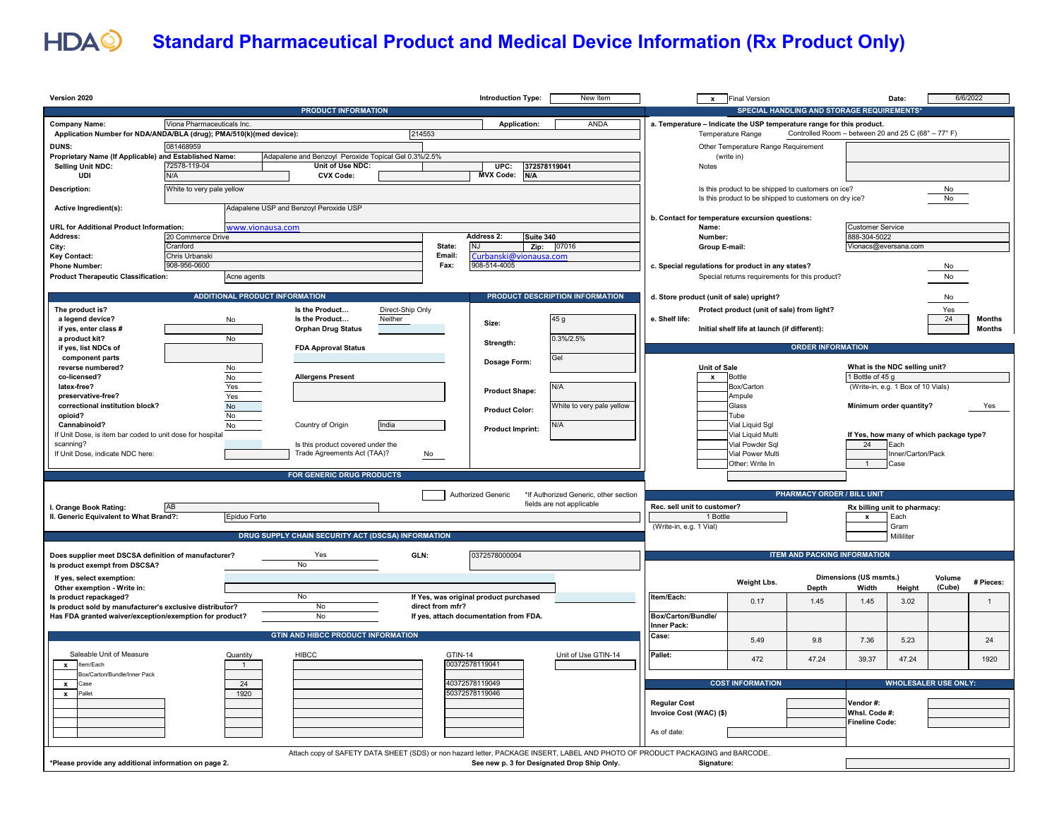# HDA Standard Pharmaceutical Product and Medical Device Information (Rx Product Only)

Version 2020

Introduction Type: New Item

x Final Version

Date: 6/6/2022

## PRODUCT INFORMATION

**Company Name:** Viona Pharmaceuticals Inc.

**Application:** ANDA

**Application Number for NDA/ANDA/BLA (drug); PMA/510(k)(med device):** 214553

**DUNS:** 081468959

**Proprietary Name (If Applicable) and Established Name:** Adapalene and Benzoyl Peroxide Topical Gel 0.3%/2.5%

**Selling Unit NDC:** 72578-119-04

**Unit of Use NDC:**

**UPC:** 372578119041

**UDI:** N/A

**CVX Code:**

**MVX Code:** N/A

**Description:** White to very pale yellow

**Active Ingredient(s):** Adapalene USP and Benzoyl Peroxide USP

**URL for Additional Product Information:** www.vionausa.com

**Address:** 20 Commerce Drive

**Address 2:** Suite 340

**City:** Cranford

**State:** NJ

**Zip:** 07016

**Key Contact:** Chris Urbanski

**Email:** Curbanski@vionausa.com

**Phone Number:** 908-956-0600

**Fax:** 908-514-4005

**Product Therapeutic Classification:** Acne agents

## SPECIAL HANDLING AND STORAGE REQUIREMENTS*

**a. Temperature – Indicate the USP temperature range for this product.**

Temperature Range: Controlled Room – between 20 and 25 C (68° – 77° F)

Other Temperature Range Requirement (write in):

Notes:

Is this product to be shipped to customers on ice? No

Is this product to be shipped to customers on dry ice? No

**b. Contact for temperature excursion questions:**

**Name:** Customer Service

**Number:** 888-304-5022

**Group E-mail:** Vionacs@eversana.com

**c. Special regulations for product in any states?** No

Special returns requirements for this product? No

**d. Store product (unit of sale) upright?** No

**Protect product (unit of sale) from light?** Yes

**e. Shelf life:** 24 Months

**Initial shelf life at launch (if different):** Months

## ADDITIONAL PRODUCT INFORMATION

**The product is?**

| Question | Answer |
|---|---|
| a legend device? | No |
| if yes, enter class # | |
| a product kit? | No |
| if yes, list NDCs of component parts | |
| reverse numbered? | No |
| co-licensed? | No |
| latex-free? | Yes |
| preservative-free? | Yes |
| correctional institution block? | No |
| opioid? | No |
| Cannabinoid? | No |
| If Unit Dose, is item bar coded to unit dose for hospital scanning? | |
| If Unit Dose, indicate NDC here: | |

**Is the Product…** Direct-Ship Only

**Is the Product…** Neither

**Orphan Drug Status:**

**FDA Approval Status:**

**Allergens Present:**

Country of Origin: India

Is this product covered under the Trade Agreements Act (TAA)? No

## PRODUCT DESCRIPTION INFORMATION

| Field | Value |
|---|---|
| Size: | 45 g |
| Strength: | 0.3%/2.5% |
| Dosage Form: | Gel |
| Product Shape: | N/A |
| Product Color: | White to very pale yellow |
| Product Imprint: | N/A |

## ORDER INFORMATION

**Unit of Sale**

| Mark | Unit |
|---|---|
| x | Bottle |
| | Box/Carton |
| | Ampule |
| | Glass |
| | Tube |
| | Vial Liquid Sgl |
| | Vial Liquid Multi |
| | Vial Powder Sgl |
| | Vial Power Multi |
| | Other: Write In |

**What is the NDC selling unit?** 1 Bottle of 45 g

(Write-in, e.g. 1 Box of 10 Vials)

**Minimum order quantity?** Yes

**If Yes, how many of which package type?**

| Quantity | Package Type |
|---|---|
| 24 | Each |
| | Inner/Carton/Pack |
| 1 | Case |

## FOR GENERIC DRUG PRODUCTS

Authorized Generic

*If Authorized Generic, other section fields are not applicable

**I. Orange Book Rating:** AB

**II. Generic Equivalent to What Brand?:** Epiduo Forte

## PHARMACY ORDER / BILL UNIT

**Rec. sell unit to customer?** 1 Bottle

(Write-in, e.g. 1 Vial)

**Rx billing unit to pharmacy:**

| Mark | Unit |
|---|---|
| x | Each |
| | Gram |
| | Milliliter |

## DRUG SUPPLY CHAIN SECURITY ACT (DSCSA) INFORMATION

**Does supplier meet DSCSA definition of manufacturer?** Yes

**GLN:** 0372578000004

**Is product exempt from DSCSA?** No

**If yes, select exemption:**

**Other exemption - Write in:**

**Is product repackaged?** No

**If Yes, was original product purchased direct from mfr?**

**Is product sold by manufacturer's exclusive distributor?** No

**Has FDA granted waiver/exception/exemption for product?** No

**If yes, attach documentation from FDA.**

## ITEM AND PACKING INFORMATION

| | Weight Lbs. | Depth | Width | Height | Volume (Cube) | # Pieces: |
|---|---|---|---|---|---|---|
| | | Dimensions (US msmts.) | | | | |
| Item/Each: | 0.17 | 1.45 | 1.45 | 3.02 | | 1 |
| Box/Carton/Bundle/Inner Pack: | | | | | | |
| Case: | 5.49 | 9.8 | 7.36 | 5.23 | | 24 |
| Pallet: | 472 | 47.24 | 39.37 | 47.24 | | 1920 |

## GTIN AND HIBCC PRODUCT INFORMATION

| Mark | Saleable Unit of Measure | Quantity | HIBCC | GTIN-14 | Unit of Use GTIN-14 |
|---|---|---|---|---|---|
| x | Item/Each | 1 | | 00372578119041 | |
| | Box/Carton/Bundle/Inner Pack | | | | |
| x | Case | 24 | | 40372578119049 | |
| x | Pallet | 1920 | | 50372578119046 | |

## COST INFORMATION

**Regular Cost:**

**Invoice Cost (WAC) ($):**

As of date:

## WHOLESALER USE ONLY:

**Vendor #:**

**Whsl. Code #:**

**Fineline Code:**

Attach copy of SAFETY DATA SHEET (SDS) or non hazard letter, PACKAGE INSERT, LABEL AND PHOTO OF PRODUCT PACKAGING AND BARCODE.

*Please provide any additional information on page 2.

See new p. 3 for Designated Drop Ship Only.

Signature: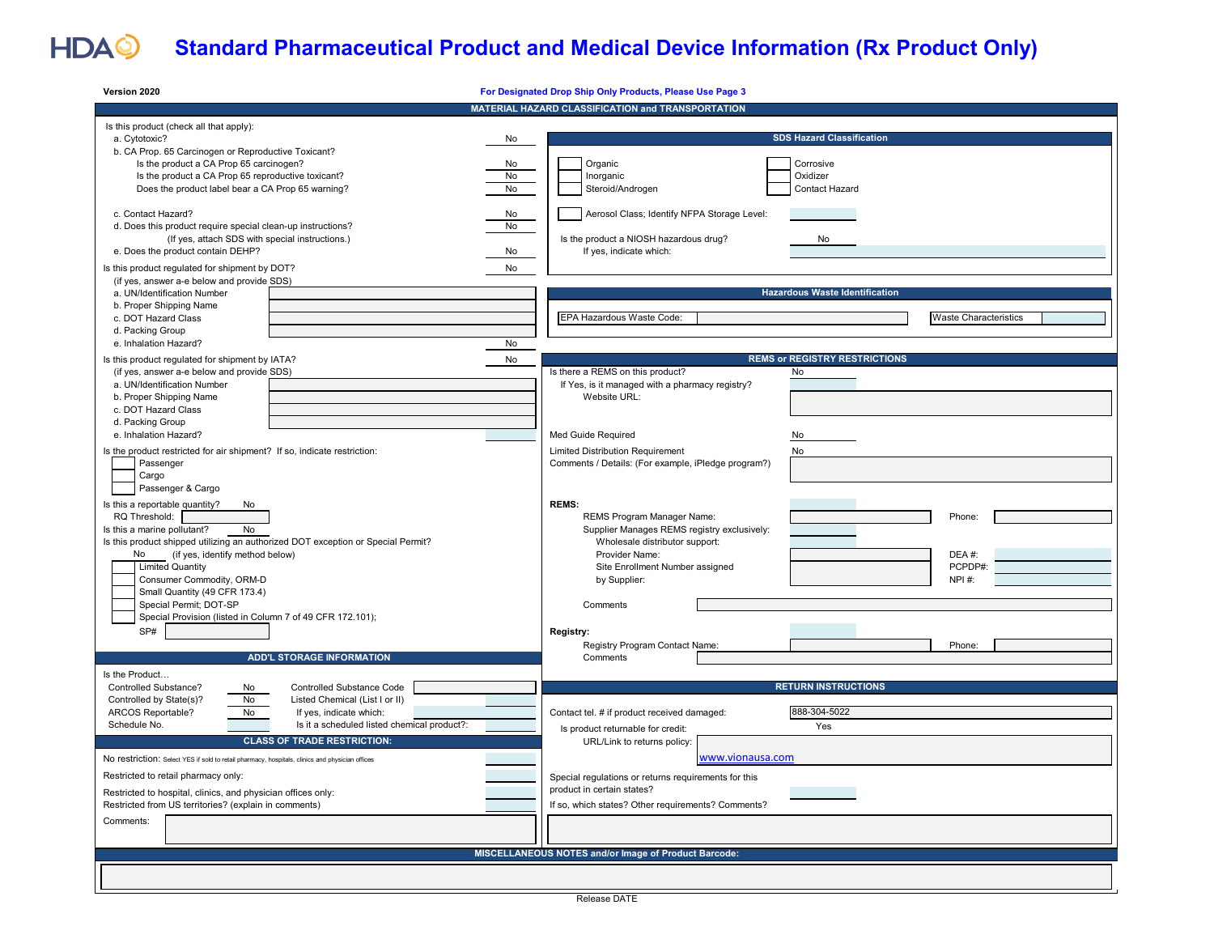# Standard Pharmaceutical Product and Medical Device Information (Rx Product Only)

**Version 2020**

**For Designated Drop Ship Only Products, Please Use Page 3**

## MATERIAL HAZARD CLASSIFICATION and TRANSPORTATION

Is this product (check all that apply):

| Question | Answer |
|---|---|
| a. Cytotoxic? | No |
| b. CA Prop. 65 Carcinogen or Reproductive Toxicant? | |
| Is the product a CA Prop 65 carcinogen? | No |
| Is the product a CA Prop 65 reproductive toxicant? | No |
| Does the product label bear a CA Prop 65 warning? | No |
| c. Contact Hazard? | No |
| d. Does this product require special clean-up instructions? (If yes, attach SDS with special instructions.) | No |
| e. Does the product contain DEHP? | No |

Is this product regulated for shipment by DOT? No

(if yes, answer a-e below and provide SDS)

- a. UN/Identification Number
- b. Proper Shipping Name
- c. DOT Hazard Class
- d. Packing Group
- e. Inhalation Hazard? No

Is this product regulated for shipment by IATA? No

(if yes, answer a-e below and provide SDS)

- a. UN/Identification Number
- b. Proper Shipping Name
- c. DOT Hazard Class
- d. Packing Group
- e. Inhalation Hazard?

Is the product restricted for air shipment? If so, indicate restriction:

- Passenger
- Cargo
- Passenger & Cargo

Is this a reportable quantity? No

RQ Threshold:

Is this a marine pollutant? No

Is this product shipped utilizing an authorized DOT exception or Special Permit?

No (if yes, identify method below)

- Limited Quantity
- Consumer Commodity, ORM-D
- Small Quantity (49 CFR 173.4)
- Special Permit; DOT-SP
- Special Provision (listed in Column 7 of 49 CFR 172.101);

SP#

### SDS Hazard Classification

- Organic
- Inorganic
- Steroid/Androgen
- Corrosive
- Oxidizer
- Contact Hazard
- Aerosol Class; Identify NFPA Storage Level:

Is the product a NIOSH hazardous drug? No

If yes, indicate which:

### Hazardous Waste Identification

EPA Hazardous Waste Code:

Waste Characteristics

## REMS or REGISTRY RESTRICTIONS

Is there a REMS on this product? No

If Yes, is it managed with a pharmacy registry?

Website URL:

Med Guide Required: No

Limited Distribution Requirement: No

Comments / Details: (For example, iPledge program?)

**REMS:**

- REMS Program Manager Name: Phone:
- Supplier Manages REMS registry exclusively:
- Wholesale distributor support:
- Provider Name: DEA #:
- Site Enrollment Number assigned by Supplier: PCPDP#: NPI #:
- Comments

**Registry:**

- Registry Program Contact Name: Phone:
- Comments

## ADD'L STORAGE INFORMATION

Is the Product…

| Question | Answer |
|---|---|
| Controlled Substance? | No |
| Controlled by State(s)? | No |
| ARCOS Reportable? | No |
| Schedule No. | |
| Controlled Substance Code | |
| Listed Chemical (List I or II) | |
| If yes, indicate which: | |
| Is it a scheduled listed chemical product?: | |

## CLASS OF TRADE RESTRICTION:

No restriction: Select YES if sold to retail pharmacy, hospitals, clinics and physician offices

Restricted to retail pharmacy only:

Restricted to hospital, clinics, and physician offices only:

Restricted from US territories? (explain in comments)

Comments:

## RETURN INSTRUCTIONS

Contact tel. # if product received damaged: 888-304-5022

Is product returnable for credit: Yes

URL/Link to returns policy: www.vionausa.com

Special regulations or returns requirements for this product in certain states?

If so, which states? Other requirements? Comments?

## MISCELLANEOUS NOTES and/or Image of Product Barcode:

Release DATE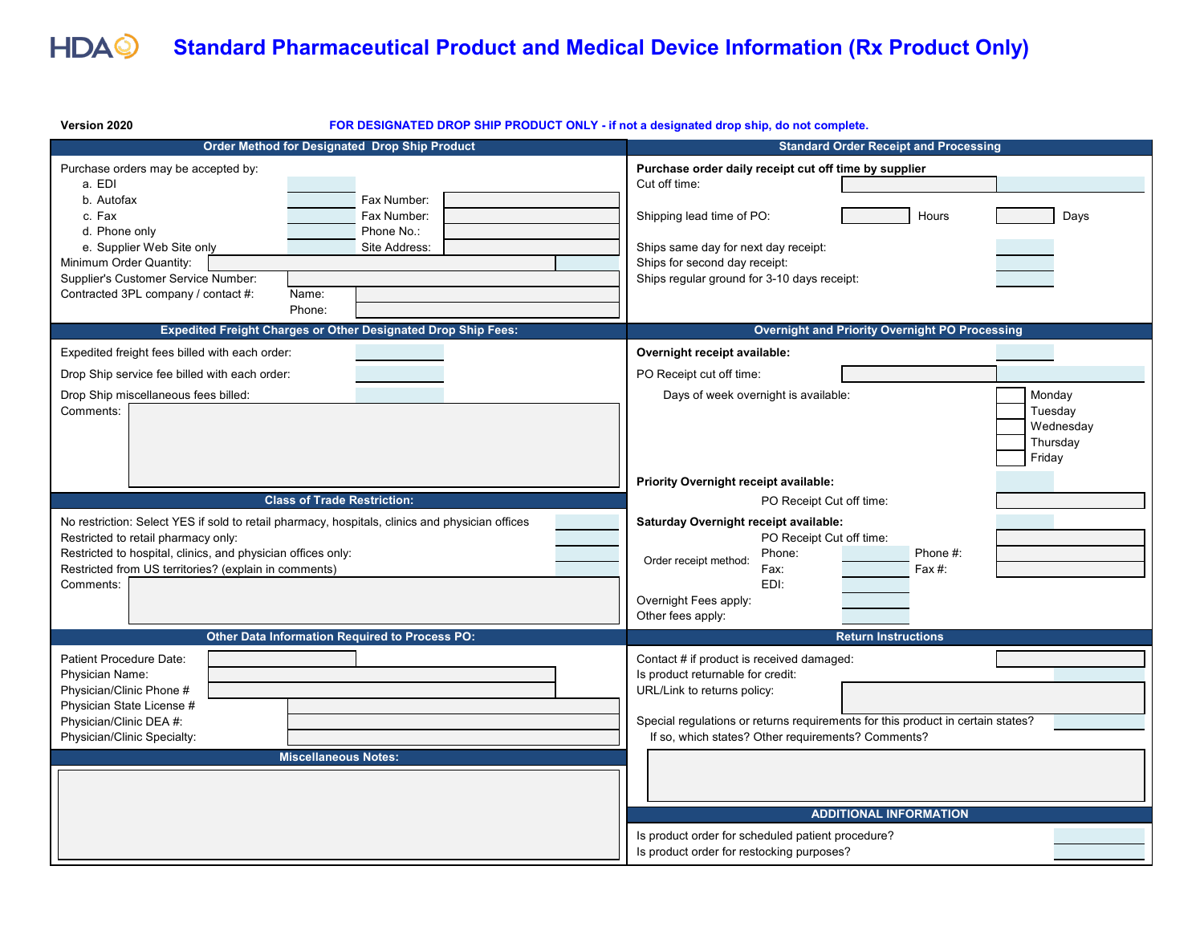# Standard Pharmaceutical Product and Medical Device Information (Rx Product Only)

**Version 2020**

**FOR DESIGNATED DROP SHIP PRODUCT ONLY - if not a designated drop ship, do not complete.**

## Order Method for Designated Drop Ship Product

Purchase orders may be accepted by:

- a. EDI
- b. Autofax — Fax Number:
- c. Fax — Fax Number:
- d. Phone only — Phone No.:
- e. Supplier Web Site only — Site Address:

Minimum Order Quantity:

Supplier's Customer Service Number:

Contracted 3PL company / contact #: Name:

Phone:

## Standard Order Receipt and Processing

**Purchase order daily receipt cut off time by supplier**

Cut off time:

Shipping lead time of PO: Hours Days

Ships same day for next day receipt:

Ships for second day receipt:

Ships regular ground for 3-10 days receipt:

## Expedited Freight Charges or Other Designated Drop Ship Fees:

Expedited freight fees billed with each order:

Drop Ship service fee billed with each order:

Drop Ship miscellaneous fees billed:

Comments:

## Overnight and Priority Overnight PO Processing

**Overnight receipt available:**

PO Receipt cut off time:

Days of week overnight is available:

- Monday
- Tuesday
- Wednesday
- Thursday
- Friday

**Priority Overnight receipt available:**

PO Receipt Cut off time:

**Saturday Overnight receipt available:**

PO Receipt Cut off time:

Order receipt method: Phone: Phone #:

Fax: Fax #:

EDI:

Overnight Fees apply:

Other fees apply:

## Class of Trade Restriction:

No restriction: Select YES if sold to retail pharmacy, hospitals, clinics and physician offices

Restricted to retail pharmacy only:

Restricted to hospital, clinics, and physician offices only:

Restricted from US territories? (explain in comments)

Comments:

## Other Data Information Required to Process PO:

Patient Procedure Date:

Physician Name:

Physician/Clinic Phone #

Physician State License #

Physician/Clinic DEA #:

Physician/Clinic Specialty:

## Return Instructions

Contact # if product is received damaged:

Is product returnable for credit:

URL/Link to returns policy:

Special regulations or returns requirements for this product in certain states?

If so, which states? Other requirements? Comments?

## Miscellaneous Notes:

## ADDITIONAL INFORMATION

Is product order for scheduled patient procedure?

Is product order for restocking purposes?